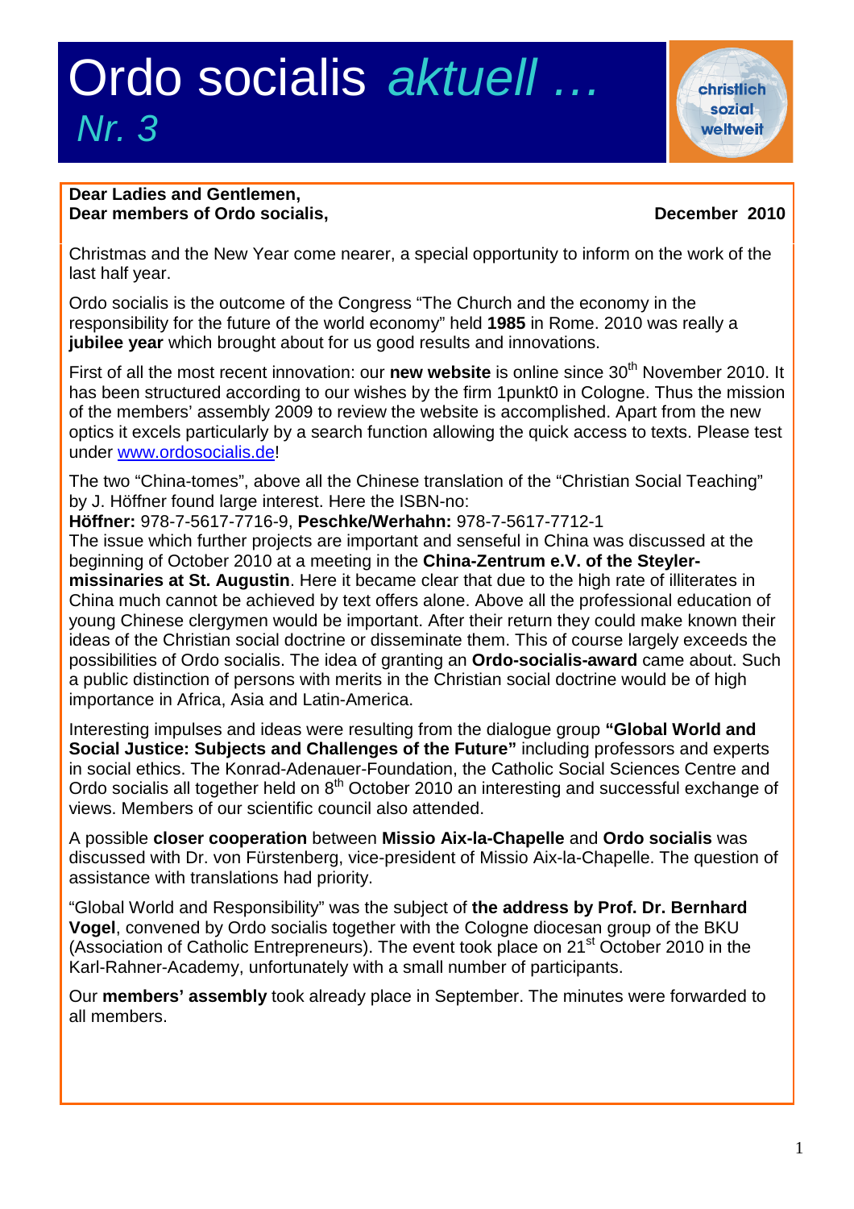# Ordo socialis *aktuell …* *Nr. 3*

christlich sozial weltweit

**Dear Ladies and Gentlemen,**
**Dear members of Ordo socialis,** **December 2010**

Christmas and the New Year come nearer, a special opportunity to inform on the work of the last half year.

Ordo socialis is the outcome of the Congress "The Church and the economy in the responsibility for the future of the world economy" held **1985** in Rome. 2010 was really a **jubilee year** which brought about for us good results and innovations.

First of all the most recent innovation: our **new website** is online since 30th November 2010. It has been structured according to our wishes by the firm 1punkt0 in Cologne. Thus the mission of the members' assembly 2009 to review the website is accomplished. Apart from the new optics it excels particularly by a search function allowing the quick access to texts. Please test under [www.ordosocialis.de](http://www.ordosocialis.de)!

The two "China-tomes", above all the Chinese translation of the "Christian Social Teaching" by J. Höffner found large interest. Here the ISBN-no:
**Höffner:** 978-7-5617-7716-9, **Peschke/Werhahn:** 978-7-5617-7712-1
The issue which further projects are important and senseful in China was discussed at the beginning of October 2010 at a meeting in the **China-Zentrum e.V. of the Steyler-missinaries at St. Augustin**. Here it became clear that due to the high rate of illiterates in China much cannot be achieved by text offers alone. Above all the professional education of young Chinese clergymen would be important. After their return they could make known their ideas of the Christian social doctrine or disseminate them. This of course largely exceeds the possibilities of Ordo socialis. The idea of granting an **Ordo-socialis-award** came about. Such a public distinction of persons with merits in the Christian social doctrine would be of high importance in Africa, Asia and Latin-America.

Interesting impulses and ideas were resulting from the dialogue group **"Global World and Social Justice: Subjects and Challenges of the Future"** including professors and experts in social ethics. The Konrad-Adenauer-Foundation, the Catholic Social Sciences Centre and Ordo socialis all together held on 8th October 2010 an interesting and successful exchange of views. Members of our scientific council also attended.

A possible **closer cooperation** between **Missio Aix-la-Chapelle** and **Ordo socialis** was discussed with Dr. von Fürstenberg, vice-president of Missio Aix-la-Chapelle. The question of assistance with translations had priority.

"Global World and Responsibility" was the subject of **the address by Prof. Dr. Bernhard Vogel**, convened by Ordo socialis together with the Cologne diocesan group of the BKU (Association of Catholic Entrepreneurs). The event took place on 21st October 2010 in the Karl-Rahner-Academy, unfortunately with a small number of participants.

Our **members' assembly** took already place in September. The minutes were forwarded to all members.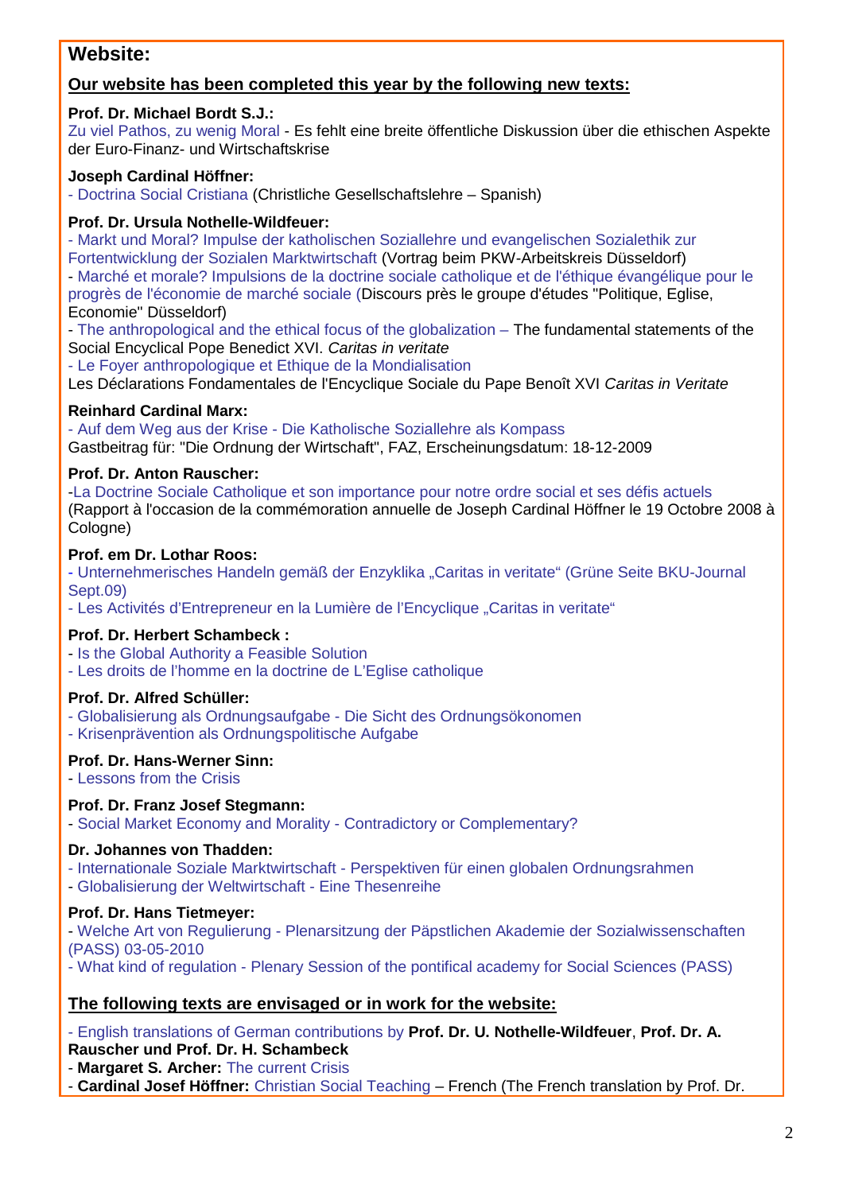## Website:

### Our website has been completed this year by the following new texts:

**Prof. Dr. Michael Bordt S.J.:**
Zu viel Pathos, zu wenig Moral - Es fehlt eine breite öffentliche Diskussion über die ethischen Aspekte der Euro-Finanz- und Wirtschaftskrise

**Joseph Cardinal Höffner:**
- Doctrina Social Cristiana (Christliche Gesellschaftslehre – Spanish)

**Prof. Dr. Ursula Nothelle-Wildfeuer:**
- Markt und Moral? Impulse der katholischen Soziallehre und evangelischen Sozialethik zur Fortentwicklung der Sozialen Marktwirtschaft (Vortrag beim PKW-Arbeitskreis Düsseldorf)
- Marché et morale? Impulsions de la doctrine sociale catholique et de l'éthique évangélique pour le progrès de l'économie de marché sociale (Discours près le groupe d'études "Politique, Eglise, Economie" Düsseldorf)
- The anthropological and the ethical focus of the globalization – The fundamental statements of the Social Encyclical Pope Benedict XVI. *Caritas in veritate*
- Le Foyer anthropologique et Ethique de la Mondialisation
Les Déclarations Fondamentales de l'Encyclique Sociale du Pape Benoît XVI *Caritas in Veritate*

**Reinhard Cardinal Marx:**
- Auf dem Weg aus der Krise - Die Katholische Soziallehre als Kompass
Gastbeitrag für: "Die Ordnung der Wirtschaft", FAZ, Erscheinungsdatum: 18-12-2009

**Prof. Dr. Anton Rauscher:**
-La Doctrine Sociale Catholique et son importance pour notre ordre social et ses défis actuels (Rapport à l'occasion de la commémoration annuelle de Joseph Cardinal Höffner le 19 Octobre 2008 à Cologne)

**Prof. em Dr. Lothar Roos:**
- Unternehmerisches Handeln gemäß der Enzyklika „Caritas in veritate“ (Grüne Seite BKU-Journal Sept.09)
- Les Activités d'Entrepreneur en la Lumière de l'Encyclique „Caritas in veritate“

**Prof. Dr. Herbert Schambeck :**
- Is the Global Authority a Feasible Solution
- Les droits de l'homme en la doctrine de L'Eglise catholique

**Prof. Dr. Alfred Schüller:**
- Globalisierung als Ordnungsaufgabe - Die Sicht des Ordnungsökonomen
- Krisenprävention als Ordnungspolitische Aufgabe

**Prof. Dr. Hans-Werner Sinn:**
- Lessons from the Crisis

**Prof. Dr. Franz Josef Stegmann:**
- Social Market Economy and Morality - Contradictory or Complementary?

**Dr. Johannes von Thadden:**
- Internationale Soziale Marktwirtschaft - Perspektiven für einen globalen Ordnungsrahmen
- Globalisierung der Weltwirtschaft - Eine Thesenreihe

**Prof. Dr. Hans Tietmeyer:**
- Welche Art von Regulierung - Plenarsitzung der Päpstlichen Akademie der Sozialwissenschaften (PASS) 03-05-2010
- What kind of regulation - Plenary Session of the pontifical academy for Social Sciences (PASS)

### The following texts are envisaged or in work for the website:

- English translations of German contributions by **Prof. Dr. U. Nothelle-Wildfeuer**, **Prof. Dr. A. Rauscher und Prof. Dr. H. Schambeck**
- **Margaret S. Archer:** The current Crisis
- **Cardinal Josef Höffner:** Christian Social Teaching – French (The French translation by Prof. Dr.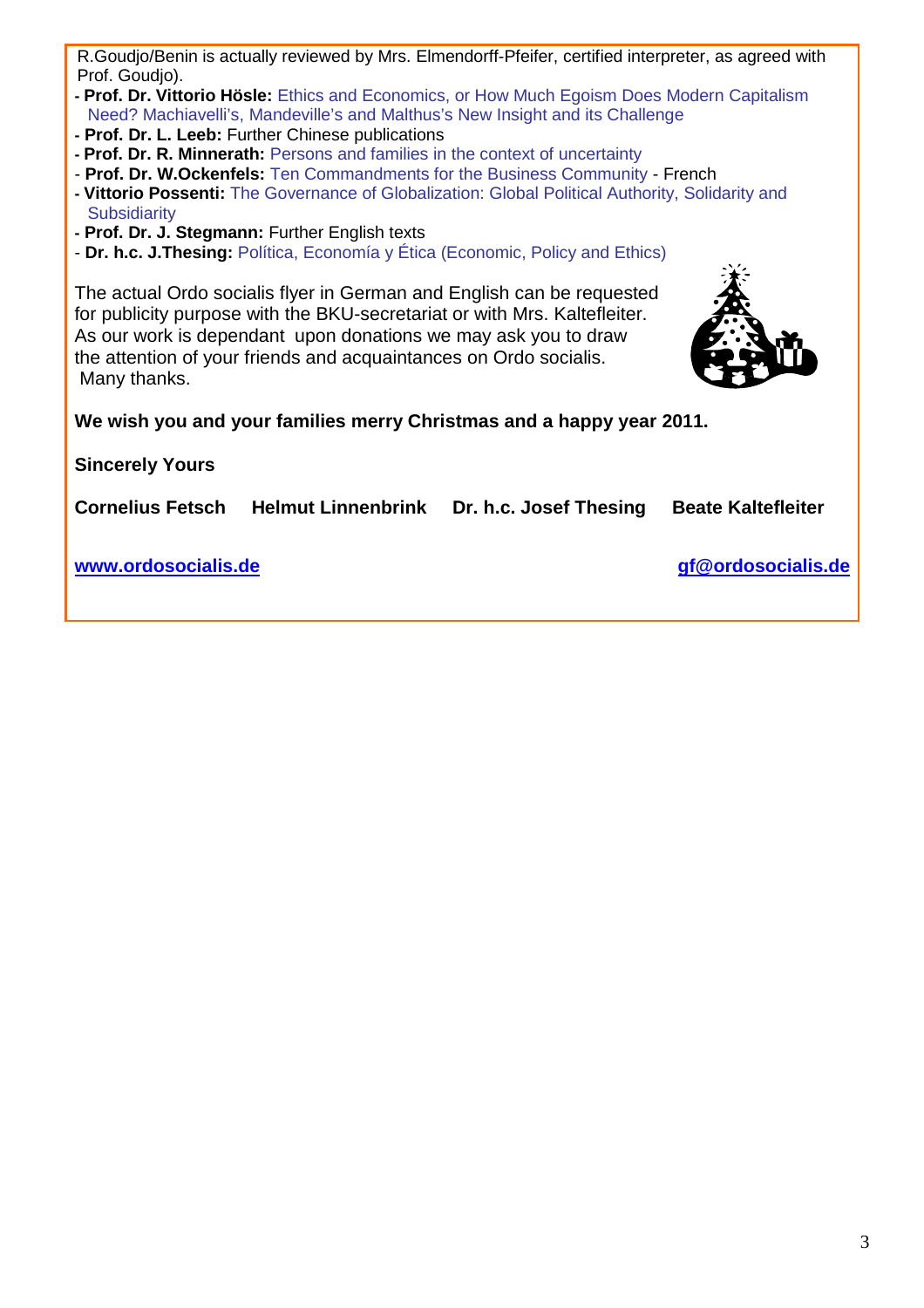R.Goudjo/Benin is actually reviewed by Mrs. Elmendorff-Pfeifer, certified interpreter, as agreed with Prof. Goudjo).

- **Prof. Dr. Vittorio Hösle:** Ethics and Economics, or How Much Egoism Does Modern Capitalism Need? Machiavelli's, Mandeville's and Malthus's New Insight and its Challenge
- **Prof. Dr. L. Leeb:** Further Chinese publications
- **Prof. Dr. R. Minnerath:** Persons and families in the context of uncertainty
- **Prof. Dr. W.Ockenfels:** Ten Commandments for the Business Community - French
- **Vittorio Possenti:** The Governance of Globalization: Global Political Authority, Solidarity and Subsidiarity
- **Prof. Dr. J. Stegmann:** Further English texts
- **Dr. h.c. J.Thesing:** Política, Economía y Ética (Economic, Policy and Ethics)

The actual Ordo socialis flyer in German and English can be requested for publicity purpose with the BKU-secretariat or with Mrs. Kaltefleiter. As our work is dependant upon donations we may ask you to draw the attention of your friends and acquaintances on Ordo socialis. Many thanks.

**We wish you and your families merry Christmas and a happy year 2011.**

**Sincerely Yours**

**Cornelius Fetsch     Helmut Linnenbrink     Dr. h.c. Josef Thesing     Beate Kaltefleiter**

**www.ordosocialis.de**     **gf@ordosocialis.de**